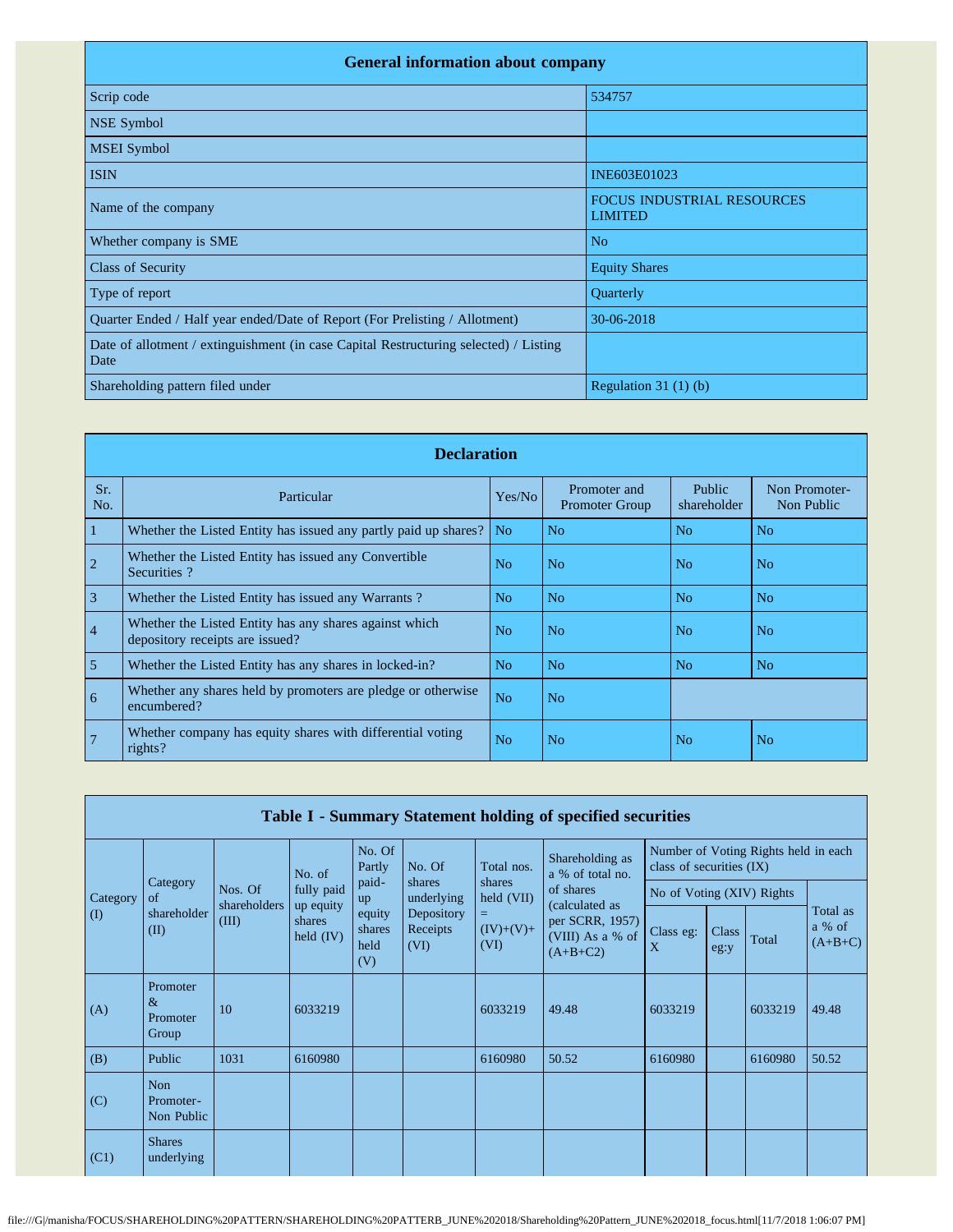| General information about company | |
|---|---|
| Scrip code | 534757 |
| NSE Symbol | |
| MSEI Symbol | |
| ISIN | INE603E01023 |
| Name of the company | FOCUS INDUSTRIAL RESOURCES LIMITED |
| Whether company is SME | No |
| Class of Security | Equity Shares |
| Type of report | Quarterly |
| Quarter Ended / Half year ended/Date of Report (For Prelisting / Allotment) | 30-06-2018 |
| Date of allotment / extinguishment (in case Capital Restructuring selected) / Listing Date | |
| Shareholding pattern filed under | Regulation 31 (1) (b) |

| Declaration | | | | | |
|---|---|---|---|---|---|
| Sr. No. | Particular | Yes/No | Promoter and Promoter Group | Public shareholder | Non Promoter- Non Public |
| 1 | Whether the Listed Entity has issued any partly paid up shares? | No | No | No | No |
| 2 | Whether the Listed Entity has issued any Convertible Securities ? | No | No | No | No |
| 3 | Whether the Listed Entity has issued any Warrants ? | No | No | No | No |
| 4 | Whether the Listed Entity has any shares against which depository receipts are issued? | No | No | No | No |
| 5 | Whether the Listed Entity has any shares in locked-in? | No | No | No | No |
| 6 | Whether any shares held by promoters are pledge or otherwise encumbered? | No | No | | |
| 7 | Whether company has equity shares with differential voting rights? | No | No | No | No |

| Table I - Summary Statement holding of specified securities | | | | | | | | | | | |
|---|---|---|---|---|---|---|---|---|---|---|---|
| Category (I) | Category of shareholder (II) | Nos. Of shareholders (III) | No. of fully paid up equity shares held (IV) | No. Of Partly paid-up equity shares held (V) | No. Of shares underlying Depository Receipts (VI) | Total nos. shares held (VII) = (IV)+(V)+ (VI) | Shareholding as a % of total no. of shares (calculated as per SCRR, 1957) (VIII) As a % of (A+B+C2) | Number of Voting Rights held in each class of securities (IX) | | | |
| | | | | | | | | No of Voting (XIV) Rights | | | Total as a % of (A+B+C) |
| | | | | | | | | Class eg: X | Class eg:y | Total | |
| (A) | Promoter & Promoter Group | 10 | 6033219 | | | 6033219 | 49.48 | 6033219 | | 6033219 | 49.48 |
| (B) | Public | 1031 | 6160980 | | | 6160980 | 50.52 | 6160980 | | 6160980 | 50.52 |
| (C) | Non Promoter- Non Public | | | | | | | | | | |
| (C1) | Shares underlying | | | | | | | | | | |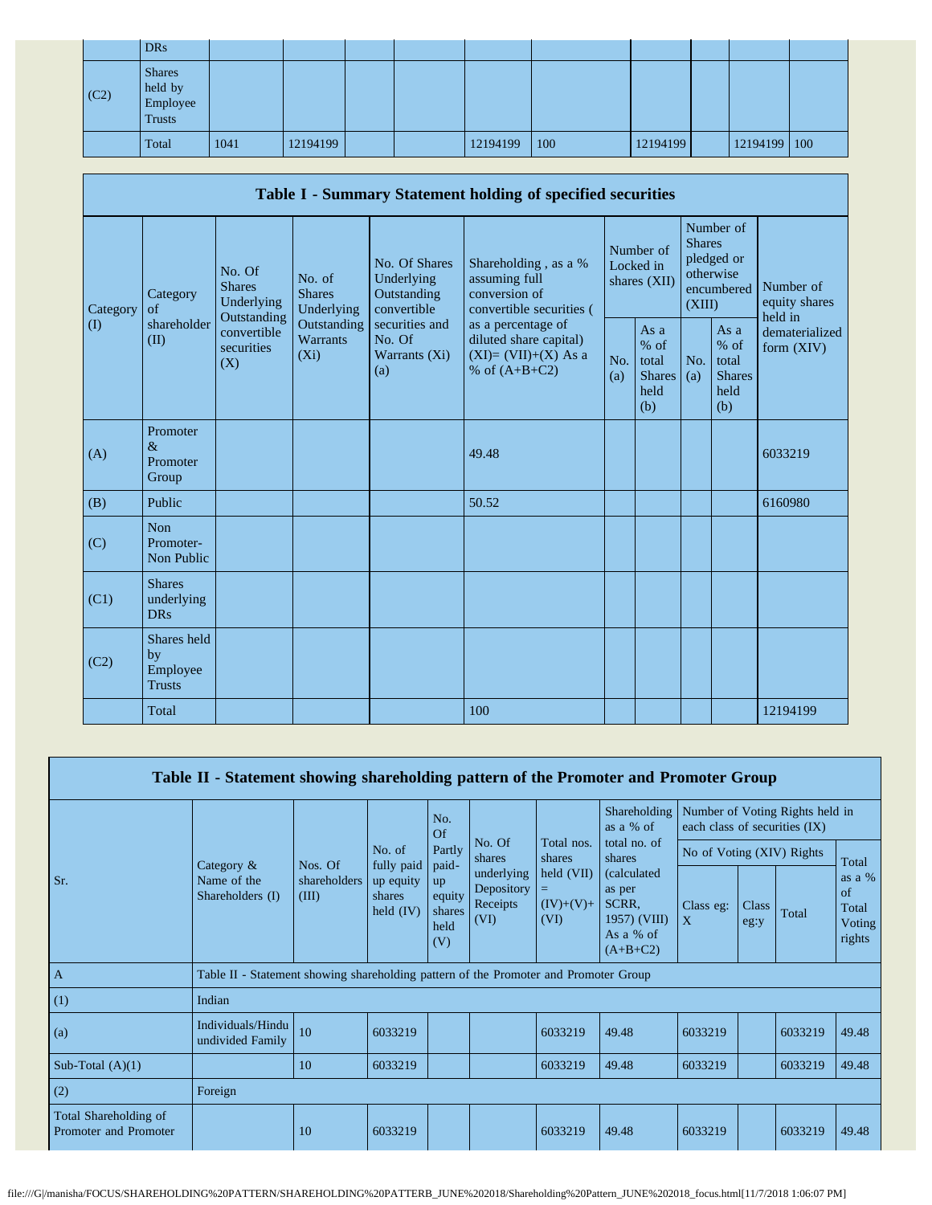| | DRs | | | | | | | | | | |
|---|---|---|---|---|---|---|---|---|---|---|---|
| (C2) | Shares held by Employee Trusts | | | | | | | | | | |
| | Total | 1041 | 12194199 | | | 12194199 | 100 | 12194199 | | 12194199 | 100 |

## Table I - Summary Statement holding of specified securities

| Category (I) | Category of shareholder (II) | No. Of Shares Underlying Outstanding convertible securities (X) | No. of Shares Underlying Outstanding Warrants (Xi) | No. Of Shares Underlying Outstanding convertible securities and No. Of Warrants (Xi) (a) | Shareholding , as a % assuming full conversion of convertible securities ( as a percentage of diluted share capital) (XI)= (VII)+(X) As a % of (A+B+C2) | Number of Locked in shares (XII) | | Number of Shares pledged or otherwise encumbered (XIII) | | Number of equity shares held in dematerialized form (XIV) |
|---|---|---|---|---|---|---|---|---|---|---|
| | | | | | | No. (a) | As a % of total Shares held (b) | No. (a) | As a % of total Shares held (b) | |
| (A) | Promoter & Promoter Group | | | | 49.48 | | | | | 6033219 |
| (B) | Public | | | | 50.52 | | | | | 6160980 |
| (C) | Non Promoter- Non Public | | | | | | | | | |
| (C1) | Shares underlying DRs | | | | | | | | | |
| (C2) | Shares held by Employee Trusts | | | | | | | | | |
| | Total | | | | 100 | | | | | 12194199 |

## Table II - Statement showing shareholding pattern of the Promoter and Promoter Group

| Sr. | Category & Name of the Shareholders (I) | Nos. Of shareholders (III) | No. of fully paid up equity shares held (IV) | No. Of Partly paid-up equity shares held (V) | No. Of shares underlying Depository Receipts (VI) | Total nos. shares held (VII) = (IV)+(V)+ (VI) | Shareholding as a % of total no. of shares (calculated as per SCRR, 1957) (VIII) As a % of (A+B+C2) | Number of Voting Rights held in each class of securities (IX) | | | |
|---|---|---|---|---|---|---|---|---|---|---|---|
| | | | | | | | | No of Voting (XIV) Rights | | | Total as a % of Total Voting rights |
| | | | | | | | | Class eg: X | Class eg:y | Total | |
| A | Table II - Statement showing shareholding pattern of the Promoter and Promoter Group | | | | | | | | | | |
| (1) | Indian | | | | | | | | | | |
| (a) | Individuals/Hindu undivided Family | 10 | 6033219 | | | 6033219 | 49.48 | 6033219 | | 6033219 | 49.48 |
| Sub-Total (A)(1) | | 10 | 6033219 | | | 6033219 | 49.48 | 6033219 | | 6033219 | 49.48 |
| (2) | Foreign | | | | | | | | | | |
| Total Shareholding of Promoter and Promoter | | 10 | 6033219 | | | 6033219 | 49.48 | 6033219 | | 6033219 | 49.48 |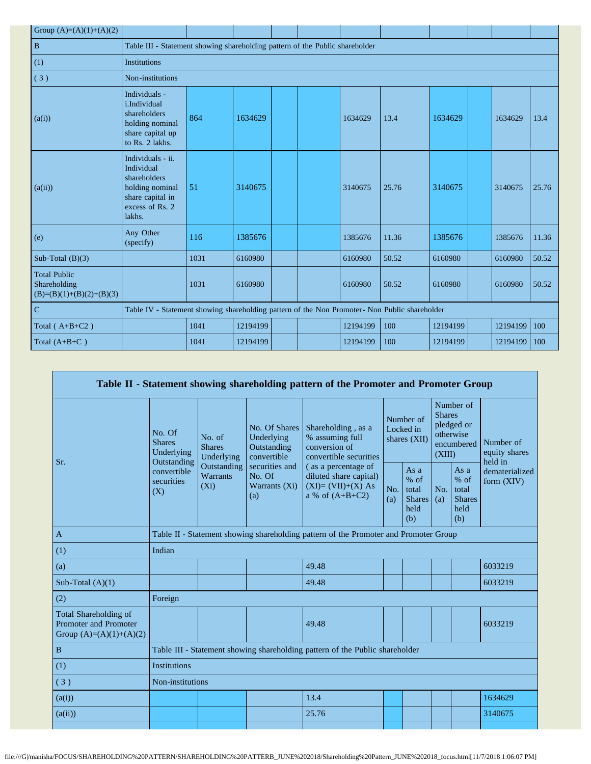| Group (A)=(A)(1)+(A)(2) | | | | | | | | | | | | |
|---|---|---|---|---|---|---|---|---|---|---|---|---|
| B | Table III - Statement showing shareholding pattern of the Public shareholder | | | | | | | | | | | |
| (1) | Institutions | | | | | | | | | | | |
| ( 3 ) | Non-institutions | | | | | | | | | | | |
| (a(i)) | Individuals - i.Individual shareholders holding nominal share capital up to Rs. 2 lakhs. | 864 | 1634629 | | | 1634629 | 13.4 | 1634629 | | 1634629 | 13.4 | |
| (a(ii)) | Individuals - ii. Individual shareholders holding nominal share capital in excess of Rs. 2 lakhs. | 51 | 3140675 | | | 3140675 | 25.76 | 3140675 | | 3140675 | 25.76 | |
| (e) | Any Other (specify) | 116 | 1385676 | | | 1385676 | 11.36 | 1385676 | | 1385676 | 11.36 | |
| Sub-Total (B)(3) | | 1031 | 6160980 | | | 6160980 | 50.52 | 6160980 | | 6160980 | 50.52 | |
| Total Public Shareholding (B)=(B)(1)+(B)(2)+(B)(3) | | 1031 | 6160980 | | | 6160980 | 50.52 | 6160980 | | 6160980 | 50.52 | |
| C | Table IV - Statement showing shareholding pattern of the Non Promoter- Non Public shareholder | | | | | | | | | | | |
| Total ( A+B+C2 ) | | 1041 | 12194199 | | | 12194199 | 100 | 12194199 | | 12194199 | 100 | |
| Total (A+B+C ) | | 1041 | 12194199 | | | 12194199 | 100 | 12194199 | | 12194199 | 100 | |

## Table II - Statement showing shareholding pattern of the Promoter and Promoter Group

| Sr. | No. Of Shares Underlying Outstanding convertible securities (X) | No. of Shares Underlying Outstanding Warrants (Xi) | No. Of Shares Underlying Outstanding convertible securities and No. Of Warrants (Xi) (a) | Shareholding , as a % assuming full conversion of convertible securities ( as a percentage of diluted share capital) (XI)= (VII)+(X) As a % of (A+B+C2) | Number of Locked in shares (XII) | | Number of Shares pledged or otherwise encumbered (XIII) | | Number of equity shares held in dematerialized form (XIV) |
|---|---|---|---|---|---|---|---|---|---|
| | | | | | No. (a) | As a % of total Shares held (b) | No. (a) | As a % of total Shares held (b) | |
| A | Table II - Statement showing shareholding pattern of the Promoter and Promoter Group | | | | | | | | |
| (1) | Indian | | | | | | | | |
| (a) | | | | 49.48 | | | | | 6033219 |
| Sub-Total (A)(1) | | | | 49.48 | | | | | 6033219 |
| (2) | Foreign | | | | | | | | |
| Total Shareholding of Promoter and Promoter Group (A)=(A)(1)+(A)(2) | | | | 49.48 | | | | | 6033219 |
| B | Table III - Statement showing shareholding pattern of the Public shareholder | | | | | | | | |
| (1) | Institutions | | | | | | | | |
| ( 3 ) | Non-institutions | | | | | | | | |
| (a(i)) | | | | 13.4 | | | | | 1634629 |
| (a(ii)) | | | | 25.76 | | | | | 3140675 |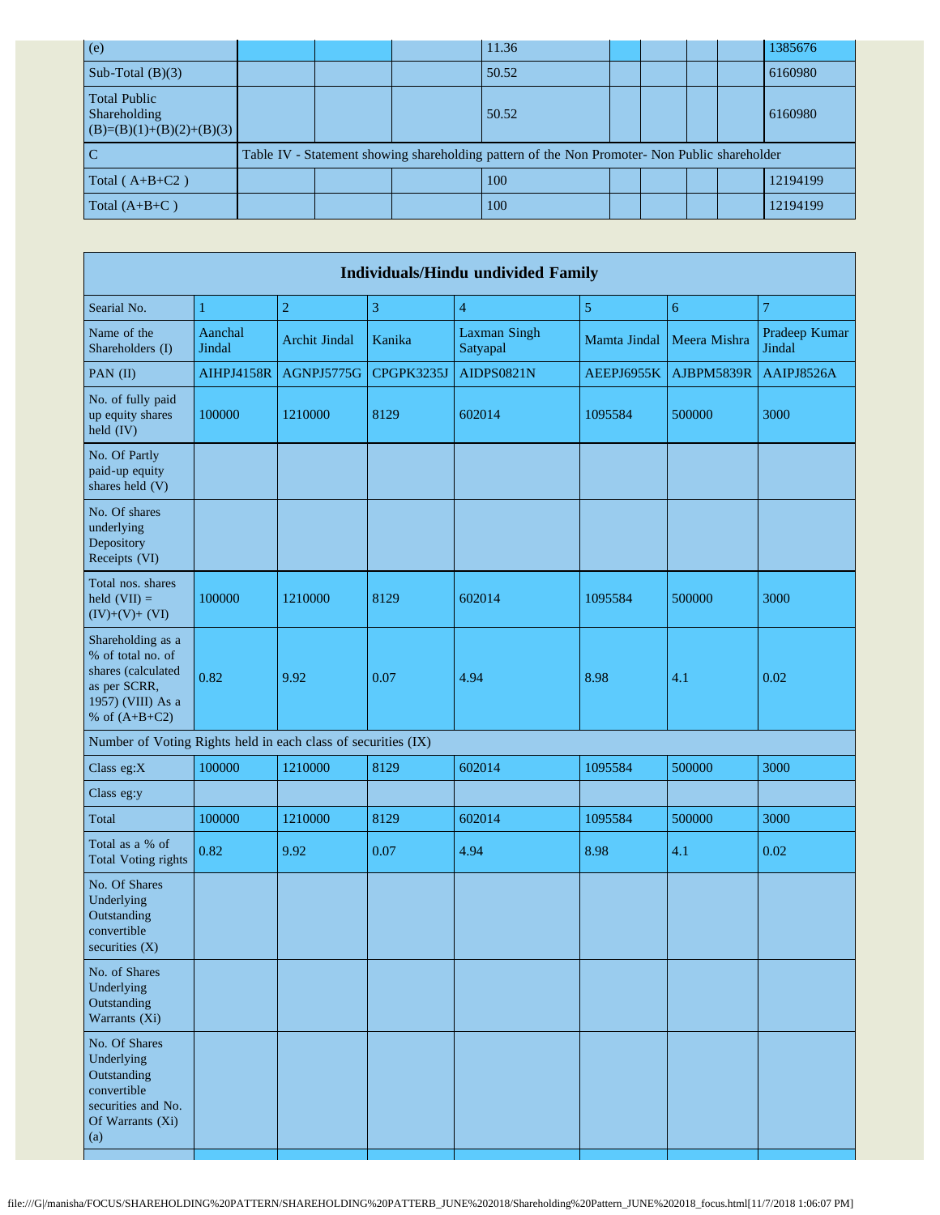| | | | | | | | | | |
|---|---|---|---|---|---|---|---|---|---|
| (e) | | | | 11.36 | | | | | 1385676 |
| Sub-Total (B)(3) | | | | 50.52 | | | | | 6160980 |
| Total Public Shareholding (B)=(B)(1)+(B)(2)+(B)(3) | | | | 50.52 | | | | | 6160980 |
| C | Table IV - Statement showing shareholding pattern of the Non Promoter- Non Public shareholder | | | | | | | | |
| Total ( A+B+C2 ) | | | | 100 | | | | | 12194199 |
| Total (A+B+C ) | | | | 100 | | | | | 12194199 |

| Individuals/Hindu undivided Family | | | | | | | |
|---|---|---|---|---|---|---|---|
| Searial No. | 1 | 2 | 3 | 4 | 5 | 6 | 7 |
| Name of the Shareholders (I) | Aanchal Jindal | Archit Jindal | Kanika | Laxman Singh Satyapal | Mamta Jindal | Meera Mishra | Pradeep Kumar Jindal |
| PAN (II) | AIHPJ4158R | AGNPJ5775G | CPGPK3235J | AIDPS0821N | AEEPJ6955K | AJBPM5839R | AAIPJ8526A |
| No. of fully paid up equity shares held (IV) | 100000 | 1210000 | 8129 | 602014 | 1095584 | 500000 | 3000 |
| No. Of Partly paid-up equity shares held (V) | | | | | | | |
| No. Of shares underlying Depository Receipts (VI) | | | | | | | |
| Total nos. shares held (VII) = (IV)+(V)+ (VI) | 100000 | 1210000 | 8129 | 602014 | 1095584 | 500000 | 3000 |
| Shareholding as a % of total no. of shares (calculated as per SCRR, 1957) (VIII) As a % of (A+B+C2) | 0.82 | 9.92 | 0.07 | 4.94 | 8.98 | 4.1 | 0.02 |
| Number of Voting Rights held in each class of securities (IX) | | | | | | | |
| Class eg:X | 100000 | 1210000 | 8129 | 602014 | 1095584 | 500000 | 3000 |
| Class eg:y | | | | | | | |
| Total | 100000 | 1210000 | 8129 | 602014 | 1095584 | 500000 | 3000 |
| Total as a % of Total Voting rights | 0.82 | 9.92 | 0.07 | 4.94 | 8.98 | 4.1 | 0.02 |
| No. Of Shares Underlying Outstanding convertible securities (X) | | | | | | | |
| No. of Shares Underlying Outstanding Warrants (Xi) | | | | | | | |
| No. Of Shares Underlying Outstanding convertible securities and No. Of Warrants (Xi) (a) | | | | | | | |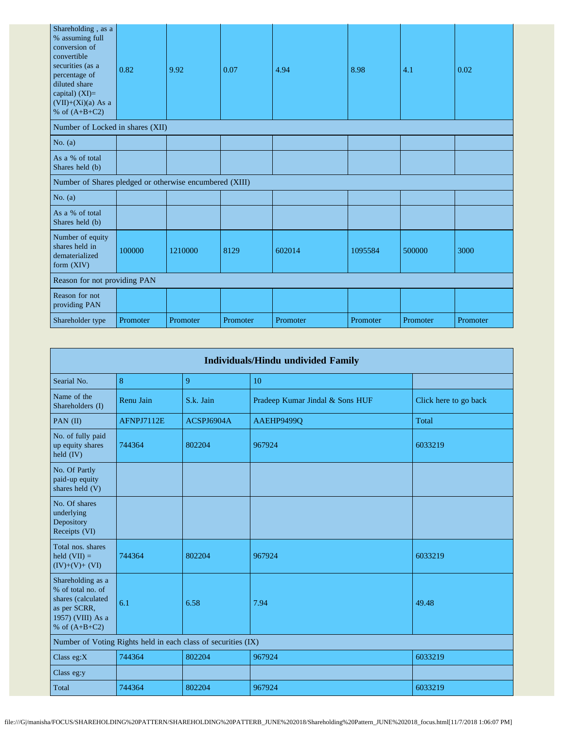| Shareholding , as a % assuming full conversion of convertible securities (as a percentage of diluted share capital) (XI)= (VII)+(Xi)(a) As a % of (A+B+C2) | 0.82 | 9.92 | 0.07 | 4.94 | 8.98 | 4.1 | 0.02 |
|---|---|---|---|---|---|---|---|
| Number of Locked in shares (XII) | | | | | | | |
| No. (a) | | | | | | | |
| As a % of total Shares held (b) | | | | | | | |
| Number of Shares pledged or otherwise encumbered (XIII) | | | | | | | |
| No. (a) | | | | | | | |
| As a % of total Shares held (b) | | | | | | | |
| Number of equity shares held in dematerialized form (XIV) | 100000 | 1210000 | 8129 | 602014 | 1095584 | 500000 | 3000 |
| Reason for not providing PAN | | | | | | | |
| Reason for not providing PAN | | | | | | | |
| Shareholder type | Promoter | Promoter | Promoter | Promoter | Promoter | Promoter | Promoter |

| Individuals/Hindu undivided Family | | | | |
|---|---|---|---|---|
| Searial No. | 8 | 9 | 10 | |
| Name of the Shareholders (I) | Renu Jain | S.k. Jain | Pradeep Kumar Jindal & Sons HUF | Click here to go back |
| PAN (II) | AFNPJ7112E | ACSPJ6904A | AAEHP9499Q | Total |
| No. of fully paid up equity shares held (IV) | 744364 | 802204 | 967924 | 6033219 |
| No. Of Partly paid-up equity shares held (V) | | | | |
| No. Of shares underlying Depository Receipts (VI) | | | | |
| Total nos. shares held (VII) = (IV)+(V)+ (VI) | 744364 | 802204 | 967924 | 6033219 |
| Shareholding as a % of total no. of shares (calculated as per SCRR, 1957) (VIII) As a % of (A+B+C2) | 6.1 | 6.58 | 7.94 | 49.48 |
| Number of Voting Rights held in each class of securities (IX) | | | | |
| Class eg:X | 744364 | 802204 | 967924 | 6033219 |
| Class eg:y | | | | |
| Total | 744364 | 802204 | 967924 | 6033219 |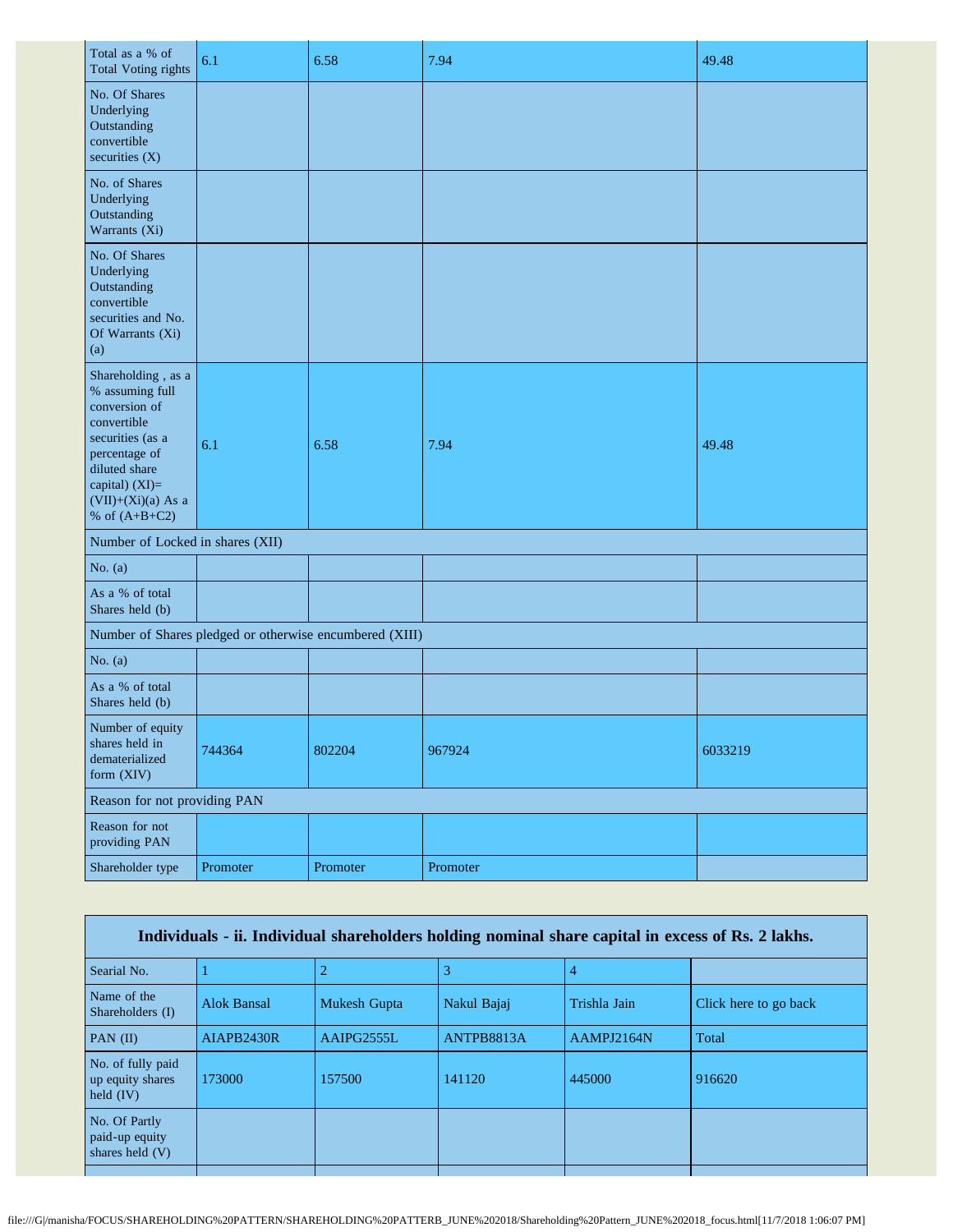| Total as a % of Total Voting rights | 6.1 | 6.58 | 7.94 | 49.48 |
|---|---|---|---|---|
| No. Of Shares Underlying Outstanding convertible securities (X) | | | | |
| No. of Shares Underlying Outstanding Warrants (Xi) | | | | |
| No. Of Shares Underlying Outstanding convertible securities and No. Of Warrants (Xi) (a) | | | | |
| Shareholding , as a % assuming full conversion of convertible securities (as a percentage of diluted share capital) (XI)= (VII)+(Xi)(a) As a % of (A+B+C2) | 6.1 | 6.58 | 7.94 | 49.48 |
| Number of Locked in shares (XII) | | | | |
| No. (a) | | | | |
| As a % of total Shares held (b) | | | | |
| Number of Shares pledged or otherwise encumbered (XIII) | | | | |
| No. (a) | | | | |
| As a % of total Shares held (b) | | | | |
| Number of equity shares held in dematerialized form (XIV) | 744364 | 802204 | 967924 | 6033219 |
| Reason for not providing PAN | | | | |
| Reason for not providing PAN | | | | |
| Shareholder type | Promoter | Promoter | Promoter | |

| Individuals - ii. Individual shareholders holding nominal share capital in excess of Rs. 2 lakhs. | | | | | |
|---|---|---|---|---|---|
| Searial No. | 1 | 2 | 3 | 4 | |
| Name of the Shareholders (I) | Alok Bansal | Mukesh Gupta | Nakul Bajaj | Trishla Jain | Click here to go back |
| PAN (II) | AIAPB2430R | AAIPG2555L | ANTPB8813A | AAMPJ2164N | Total |
| No. of fully paid up equity shares held (IV) | 173000 | 157500 | 141120 | 445000 | 916620 |
| No. Of Partly paid-up equity shares held (V) | | | | | |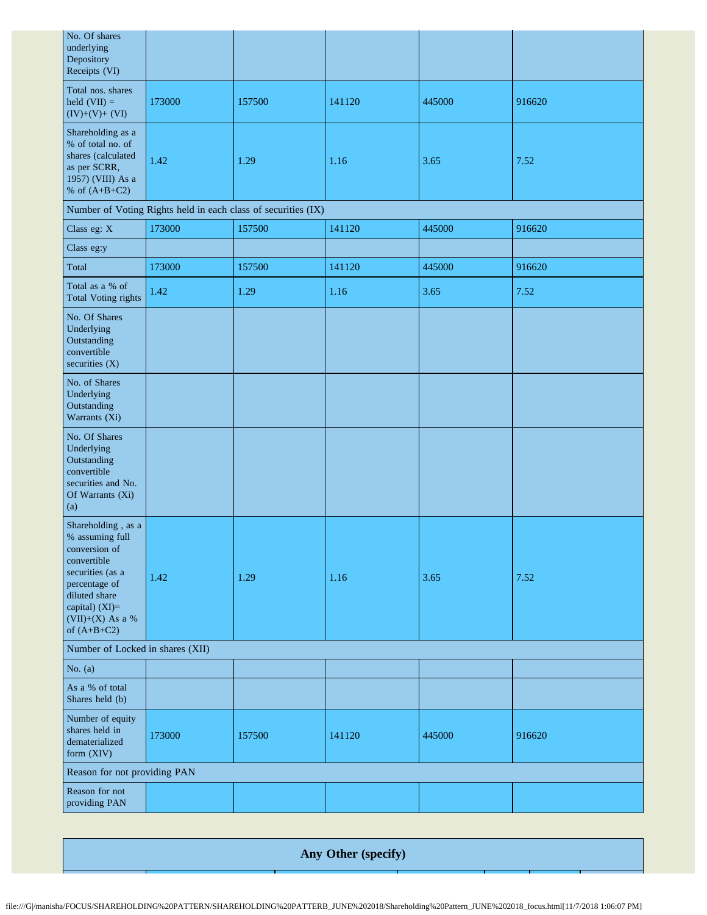| | | | | | |
|---|---|---|---|---|---|
| No. Of shares underlying Depository Receipts (VI) | | | | | |
| Total nos. shares held (VII) = (IV)+(V)+ (VI) | 173000 | 157500 | 141120 | 445000 | 916620 |
| Shareholding as a % of total no. of shares (calculated as per SCRR, 1957) (VIII) As a % of (A+B+C2) | 1.42 | 1.29 | 1.16 | 3.65 | 7.52 |
| Number of Voting Rights held in each class of securities (IX) | | | | | |
| Class eg: X | 173000 | 157500 | 141120 | 445000 | 916620 |
| Class eg:y | | | | | |
| Total | 173000 | 157500 | 141120 | 445000 | 916620 |
| Total as a % of Total Voting rights | 1.42 | 1.29 | 1.16 | 3.65 | 7.52 |
| No. Of Shares Underlying Outstanding convertible securities (X) | | | | | |
| No. of Shares Underlying Outstanding Warrants (Xi) | | | | | |
| No. Of Shares Underlying Outstanding convertible securities and No. Of Warrants (Xi) (a) | | | | | |
| Shareholding , as a % assuming full conversion of convertible securities (as a percentage of diluted share capital) (XI)= (VII)+(X) As a % of (A+B+C2) | 1.42 | 1.29 | 1.16 | 3.65 | 7.52 |
| Number of Locked in shares (XII) | | | | | |
| No. (a) | | | | | |
| As a % of total Shares held (b) | | | | | |
| Number of equity shares held in dematerialized form (XIV) | 173000 | 157500 | 141120 | 445000 | 916620 |
| Reason for not providing PAN | | | | | |
| Reason for not providing PAN | | | | | |

## Any Other (specify)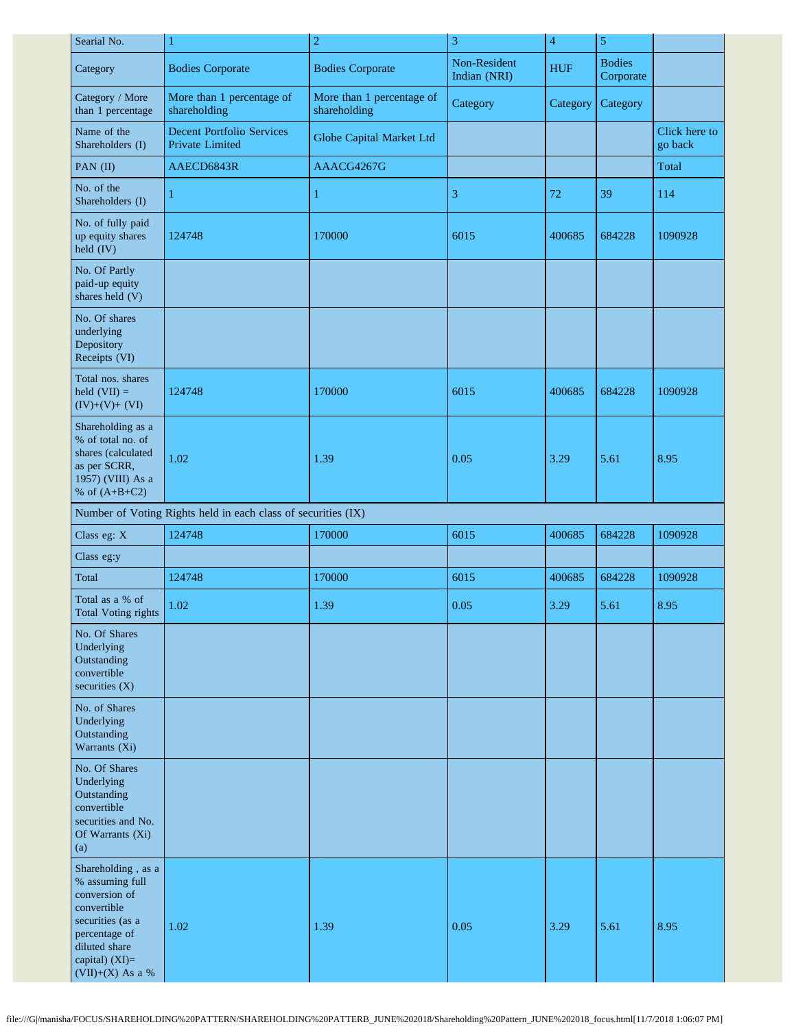| Searial No. | 1 | 2 | 3 | 4 | 5 | |
|---|---|---|---|---|---|---|
| Category | Bodies Corporate | Bodies Corporate | Non-Resident Indian (NRI) | HUF | Bodies Corporate | |
| Category / More than 1 percentage | More than 1 percentage of shareholding | More than 1 percentage of shareholding | Category | Category | Category | |
| Name of the Shareholders (I) | Decent Portfolio Services Private Limited | Globe Capital Market Ltd | | | | Click here to go back |
| PAN (II) | AAECD6843R | AAACG4267G | | | | Total |
| No. of the Shareholders (I) | 1 | 1 | 3 | 72 | 39 | 114 |
| No. of fully paid up equity shares held (IV) | 124748 | 170000 | 6015 | 400685 | 684228 | 1090928 |
| No. Of Partly paid-up equity shares held (V) | | | | | | |
| No. Of shares underlying Depository Receipts (VI) | | | | | | |
| Total nos. shares held (VII) = (IV)+(V)+ (VI) | 124748 | 170000 | 6015 | 400685 | 684228 | 1090928 |
| Shareholding as a % of total no. of shares (calculated as per SCRR, 1957) (VIII) As a % of (A+B+C2) | 1.02 | 1.39 | 0.05 | 3.29 | 5.61 | 8.95 |
| Number of Voting Rights held in each class of securities (IX) | | | | | | |
| Class eg: X | 124748 | 170000 | 6015 | 400685 | 684228 | 1090928 |
| Class eg:y | | | | | | |
| Total | 124748 | 170000 | 6015 | 400685 | 684228 | 1090928 |
| Total as a % of Total Voting rights | 1.02 | 1.39 | 0.05 | 3.29 | 5.61 | 8.95 |
| No. Of Shares Underlying Outstanding convertible securities (X) | | | | | | |
| No. of Shares Underlying Outstanding Warrants (Xi) | | | | | | |
| No. Of Shares Underlying Outstanding convertible securities and No. Of Warrants (Xi) (a) | | | | | | |
| Shareholding , as a % assuming full conversion of convertible securities (as a percentage of diluted share capital) (XI)= (VII)+(X) As a % | 1.02 | 1.39 | 0.05 | 3.29 | 5.61 | 8.95 |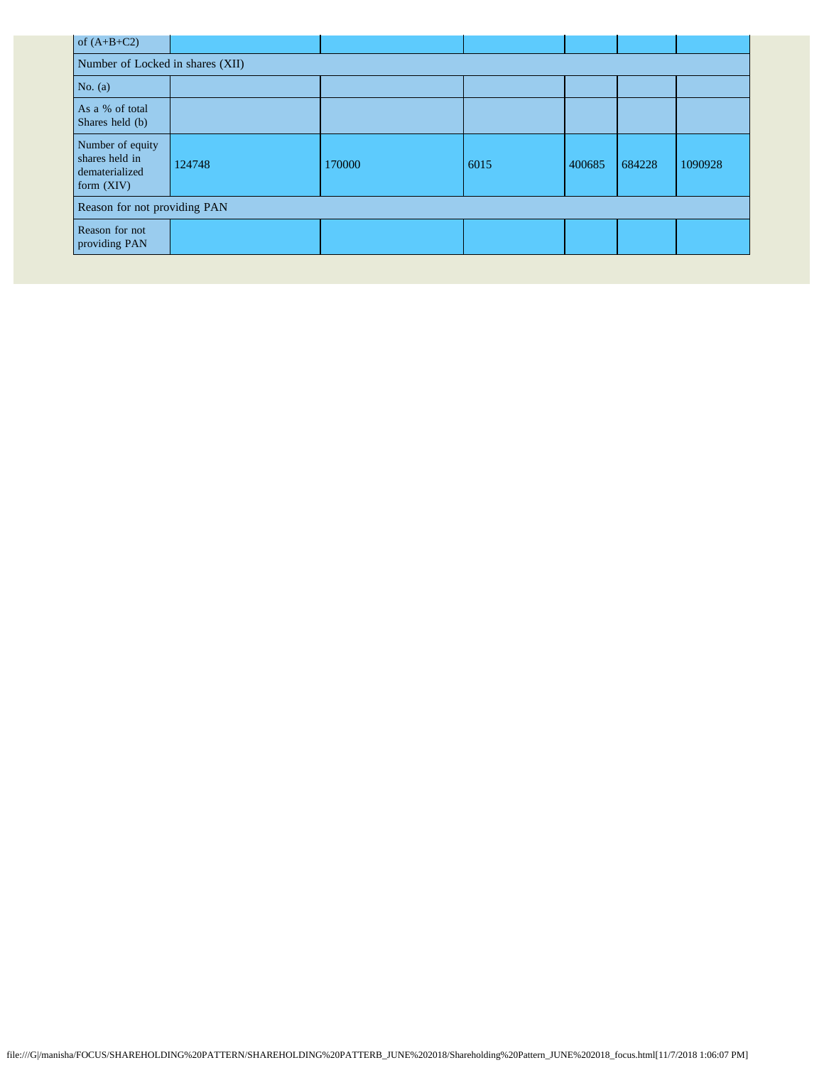| | | | | | | |
|---|---|---|---|---|---|---|
| of (A+B+C2) | | | | | | |
| Number of Locked in shares (XII) | | | | | | |
| No. (a) | | | | | | |
| As a % of total Shares held (b) | | | | | | |
| Number of equity shares held in dematerialized form (XIV) | 124748 | 170000 | 6015 | 400685 | 684228 | 1090928 |
| Reason for not providing PAN | | | | | | |
| Reason for not providing PAN | | | | | | |